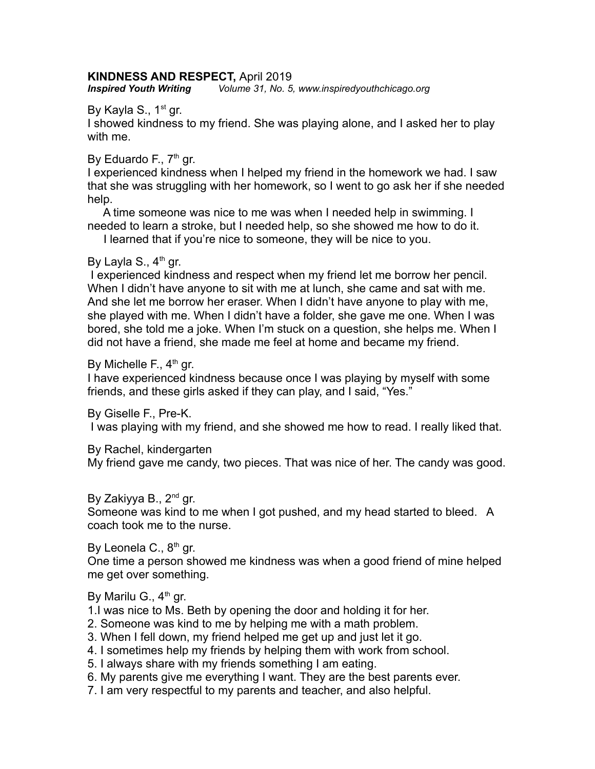**KINDNESS AND RESPECT,** April 2019
***Inspired Youth Writing*** *Volume 31, No. 5, www.inspiredyouthchicago.org*

By Kayla S., 1st gr.
I showed kindness to my friend. She was playing alone, and I asked her to play with me.

By Eduardo F., 7th gr.
I experienced kindness when I helped my friend in the homework we had. I saw that she was struggling with her homework, so I went to go ask her if she needed help.

A time someone was nice to me was when I needed help in swimming. I needed to learn a stroke, but I needed help, so she showed me how to do it.

I learned that if you're nice to someone, they will be nice to you.

By Layla S., 4th gr.
I experienced kindness and respect when my friend let me borrow her pencil. When I didn't have anyone to sit with me at lunch, she came and sat with me. And she let me borrow her eraser. When I didn't have anyone to play with me, she played with me. When I didn't have a folder, she gave me one. When I was bored, she told me a joke. When I'm stuck on a question, she helps me. When I did not have a friend, she made me feel at home and became my friend.

By Michelle F., 4th gr.
I have experienced kindness because once I was playing by myself with some friends, and these girls asked if they can play, and I said, "Yes."

By Giselle F., Pre-K.
I was playing with my friend, and she showed me how to read. I really liked that.

By Rachel, kindergarten
My friend gave me candy, two pieces. That was nice of her. The candy was good.

By Zakiyya B., 2nd gr.
Someone was kind to me when I got pushed, and my head started to bleed. A coach took me to the nurse.

By Leonela C., 8th gr.
One time a person showed me kindness was when a good friend of mine helped me get over something.

By Marilu G., 4th gr.
1.I was nice to Ms. Beth by opening the door and holding it for her.
2. Someone was kind to me by helping me with a math problem.
3. When I fell down, my friend helped me get up and just let it go.
4. I sometimes help my friends by helping them with work from school.
5. I always share with my friends something I am eating.
6. My parents give me everything I want. They are the best parents ever.
7. I am very respectful to my parents and teacher, and also helpful.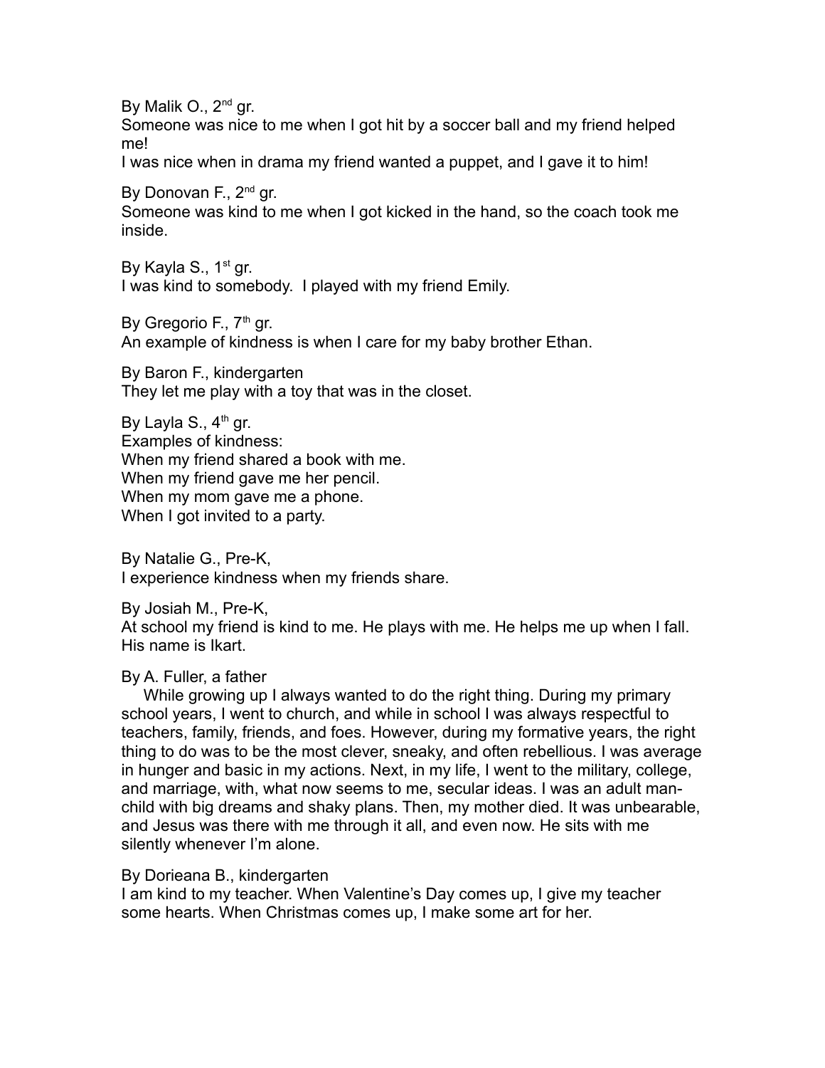By Malik O., 2nd gr.
Someone was nice to me when I got hit by a soccer ball and my friend helped me!
I was nice when in drama my friend wanted a puppet, and I gave it to him!

By Donovan F., 2nd gr.
Someone was kind to me when I got kicked in the hand, so the coach took me inside.

By Kayla S., 1st gr.
I was kind to somebody. I played with my friend Emily.

By Gregorio F., 7th gr.
An example of kindness is when I care for my baby brother Ethan.

By Baron F., kindergarten
They let me play with a toy that was in the closet.

By Layla S., 4th gr.
Examples of kindness:
When my friend shared a book with me.
When my friend gave me her pencil.
When my mom gave me a phone.
When I got invited to a party.

By Natalie G., Pre-K,
I experience kindness when my friends share.

By Josiah M., Pre-K,
At school my friend is kind to me. He plays with me. He helps me up when I fall. His name is Ikart.

By A. Fuller, a father

While growing up I always wanted to do the right thing. During my primary school years, I went to church, and while in school I was always respectful to teachers, family, friends, and foes. However, during my formative years, the right thing to do was to be the most clever, sneaky, and often rebellious. I was average in hunger and basic in my actions. Next, in my life, I went to the military, college, and marriage, with, what now seems to me, secular ideas. I was an adult man-child with big dreams and shaky plans. Then, my mother died. It was unbearable, and Jesus was there with me through it all, and even now. He sits with me silently whenever I'm alone.

By Dorieana B., kindergarten
I am kind to my teacher. When Valentine's Day comes up, I give my teacher some hearts. When Christmas comes up, I make some art for her.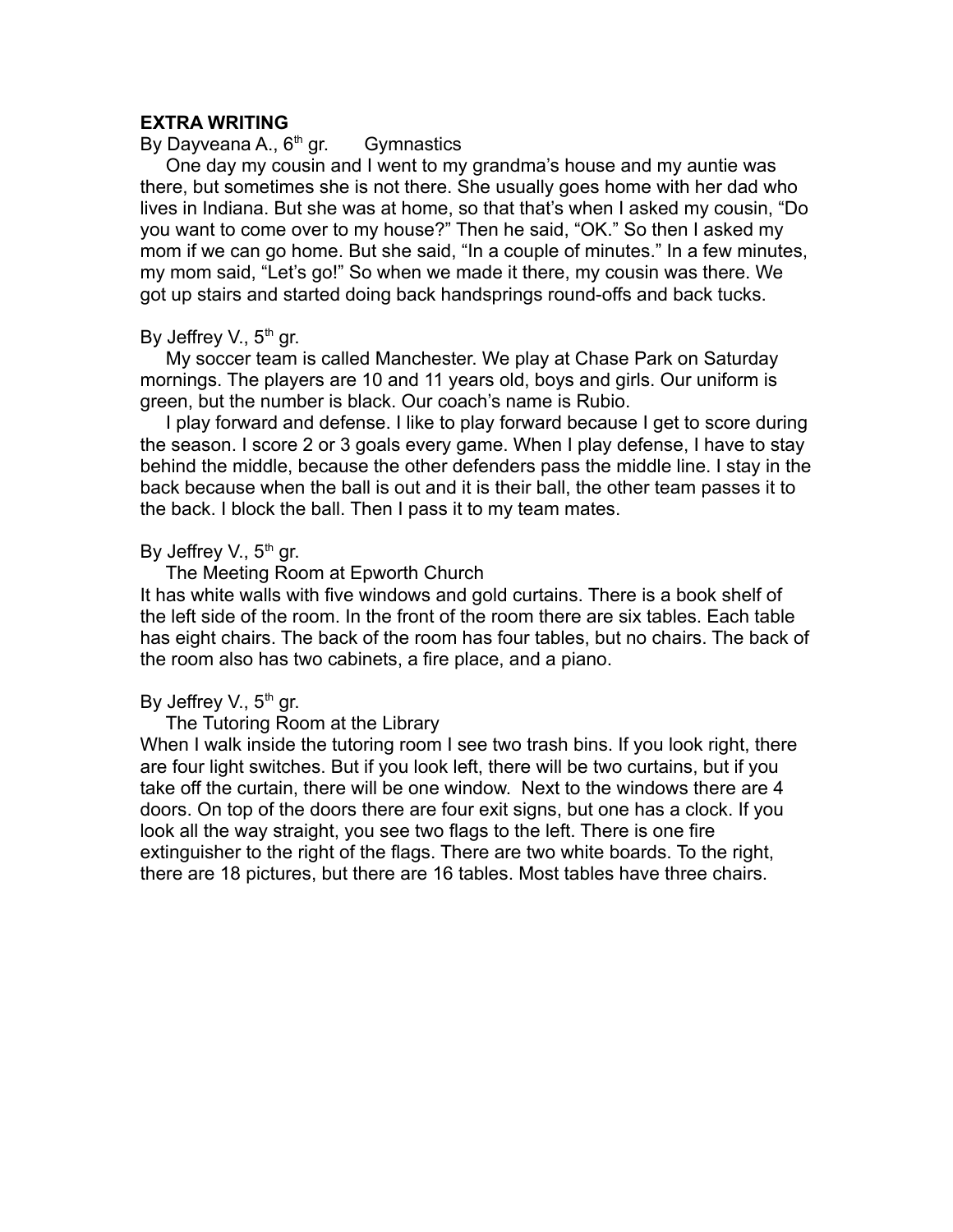**EXTRA WRITING**

By Dayveana A., 6th gr. Gymnastics

One day my cousin and I went to my grandma's house and my auntie was there, but sometimes she is not there. She usually goes home with her dad who lives in Indiana. But she was at home, so that that's when I asked my cousin, "Do you want to come over to my house?" Then he said, "OK." So then I asked my mom if we can go home. But she said, "In a couple of minutes." In a few minutes, my mom said, "Let's go!" So when we made it there, my cousin was there. We got up stairs and started doing back handsprings round-offs and back tucks.

By Jeffrey V., 5th gr.

My soccer team is called Manchester. We play at Chase Park on Saturday mornings. The players are 10 and 11 years old, boys and girls. Our uniform is green, but the number is black. Our coach's name is Rubio.

I play forward and defense. I like to play forward because I get to score during the season. I score 2 or 3 goals every game. When I play defense, I have to stay behind the middle, because the other defenders pass the middle line. I stay in the back because when the ball is out and it is their ball, the other team passes it to the back. I block the ball. Then I pass it to my team mates.

By Jeffrey V., 5th gr.

The Meeting Room at Epworth Church

It has white walls with five windows and gold curtains. There is a book shelf of the left side of the room. In the front of the room there are six tables. Each table has eight chairs. The back of the room has four tables, but no chairs. The back of the room also has two cabinets, a fire place, and a piano.

By Jeffrey V., 5th gr.

The Tutoring Room at the Library

When I walk inside the tutoring room I see two trash bins. If you look right, there are four light switches. But if you look left, there will be two curtains, but if you take off the curtain, there will be one window. Next to the windows there are 4 doors. On top of the doors there are four exit signs, but one has a clock. If you look all the way straight, you see two flags to the left. There is one fire extinguisher to the right of the flags. There are two white boards. To the right, there are 18 pictures, but there are 16 tables. Most tables have three chairs.